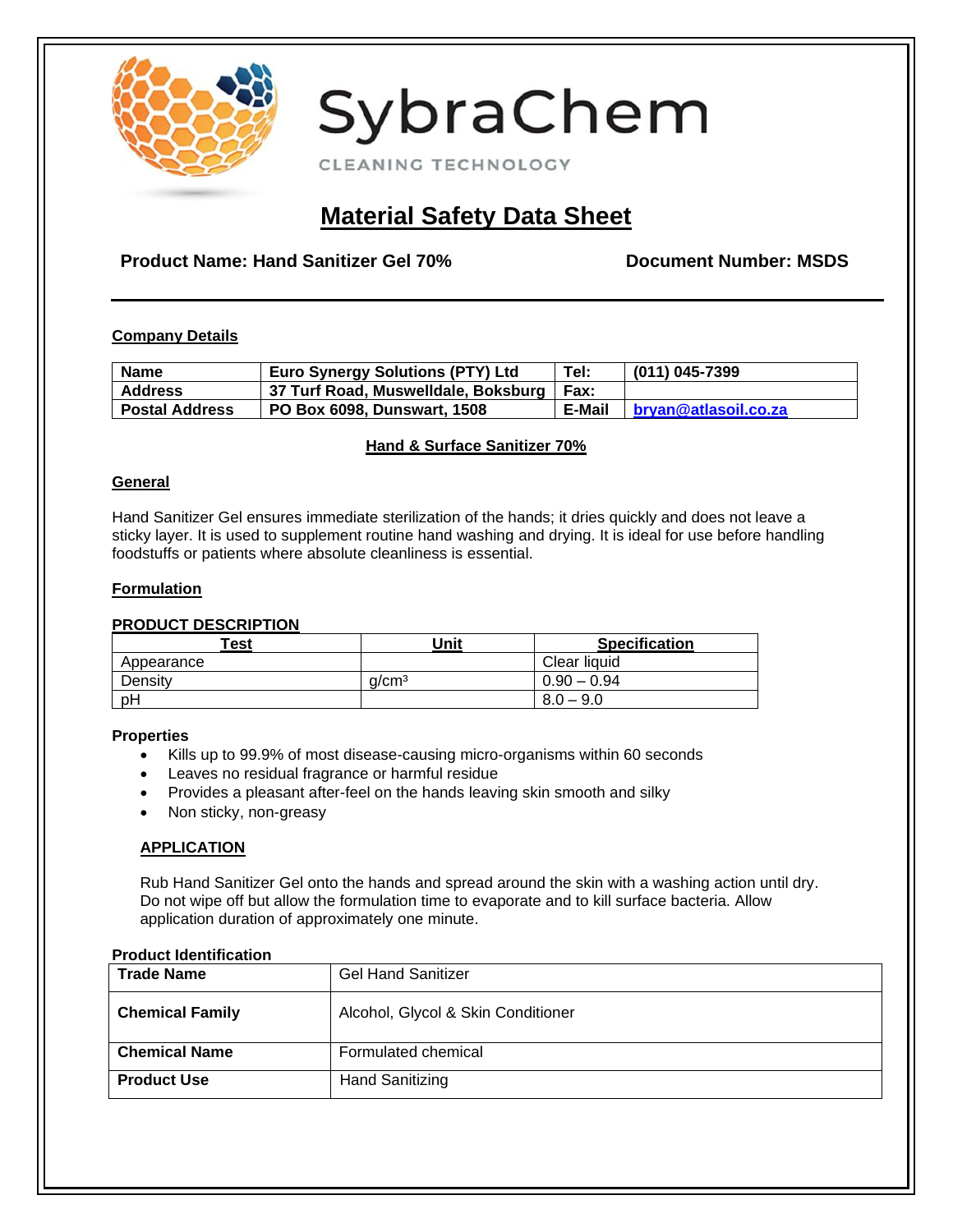SybraChem

CLEANING TECHNOLOGY

# Material Safety Data Sheet

**Product Name: Hand Sanitizer Gel 70%** **Document Number: MSDS**

## Company Details

| **Name** | **Euro Synergy Solutions (PTY) Ltd** | **Tel:** | **(011) 045-7399** |
|---|---|---|---|
| **Address** | **37 Turf Road, Muswelldale, Boksburg** | **Fax:** | |
| **Postal Address** | **PO Box 6098, Dunswart, 1508** | **E-Mail** | **bryan@atlasoil.co.za** |

**Hand & Surface Sanitizer 70%**

## General

Hand Sanitizer Gel ensures immediate sterilization of the hands; it dries quickly and does not leave a sticky layer. It is used to supplement routine hand washing and drying. It is ideal for use before handling foodstuffs or patients where absolute cleanliness is essential.

## Formulation

**PRODUCT DESCRIPTION**

| Test | Unit | Specification |
|---|---|---|
| Appearance | | Clear liquid |
| Density | g/cm³ | 0.90 – 0.94 |
| pH | | 8.0 – 9.0 |

**Properties**

- Kills up to 99.9% of most disease-causing micro-organisms within 60 seconds
- Leaves no residual fragrance or harmful residue
- Provides a pleasant after-feel on the hands leaving skin smooth and silky
- Non sticky, non-greasy

## APPLICATION

Rub Hand Sanitizer Gel onto the hands and spread around the skin with a washing action until dry. Do not wipe off but allow the formulation time to evaporate and to kill surface bacteria. Allow application duration of approximately one minute.

**Product Identification**

| | |
|---|---|
| **Trade Name** | Gel Hand Sanitizer |
| **Chemical Family** | Alcohol, Glycol & Skin Conditioner |
| **Chemical Name** | Formulated chemical |
| **Product Use** | Hand Sanitizing |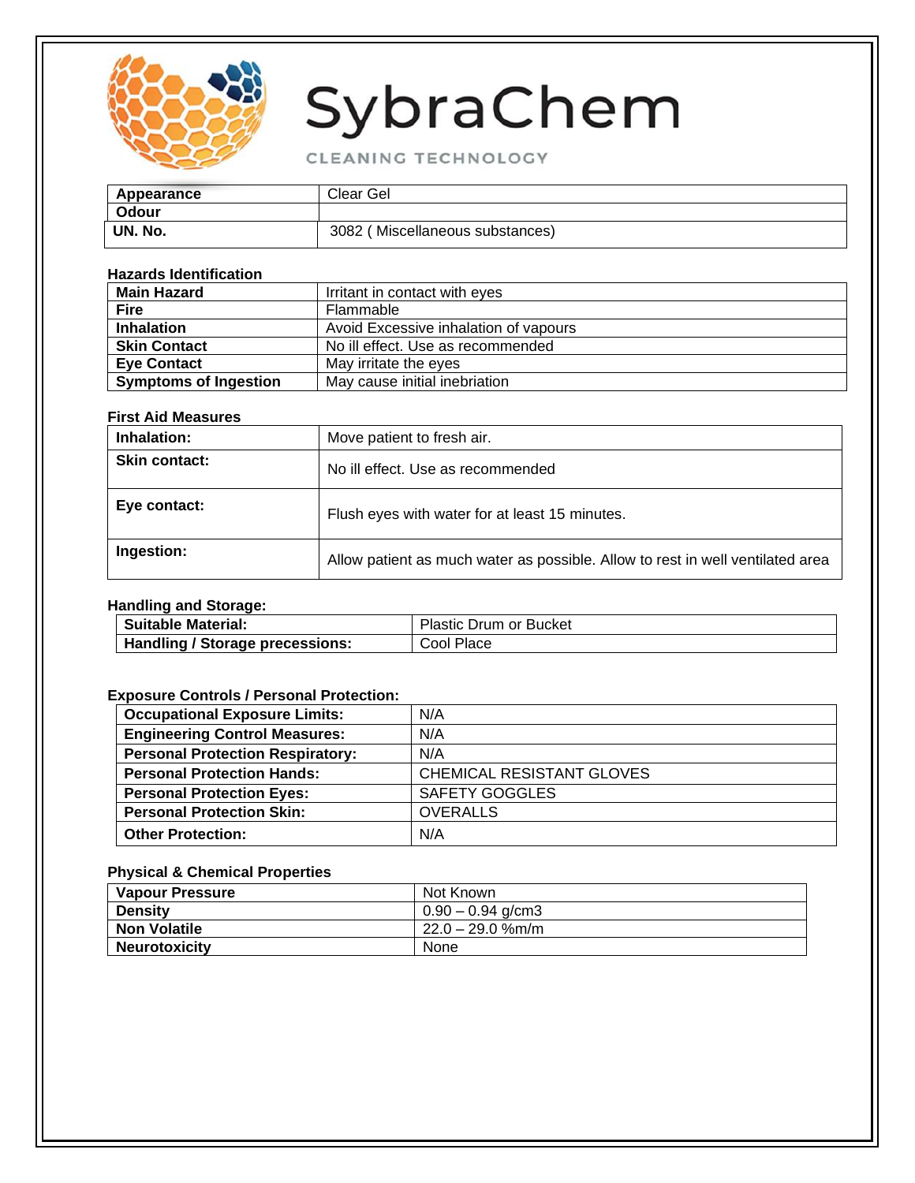# SybraChem

CLEANING TECHNOLOGY

| | |
|---|---|
| **Appearance** | Clear Gel |
| **Odour** | |
| **UN. No.** | 3082 ( Miscellaneous substances) |

**Hazards Identification**

| | |
|---|---|
| **Main Hazard** | Irritant in contact with eyes |
| **Fire** | Flammable |
| **Inhalation** | Avoid Excessive inhalation of vapours |
| **Skin Contact** | No ill effect. Use as recommended |
| **Eye Contact** | May irritate the eyes |
| **Symptoms of Ingestion** | May cause initial inebriation |

**First Aid Measures**

| | |
|---|---|
| **Inhalation:** | Move patient to fresh air. |
| **Skin contact:** | No ill effect. Use as recommended |
| **Eye contact:** | Flush eyes with water for at least 15 minutes. |
| **Ingestion:** | Allow patient as much water as possible. Allow to rest in well ventilated area |

**Handling and Storage:**

| | |
|---|---|
| **Suitable Material:** | Plastic Drum or Bucket |
| **Handling / Storage precessions:** | Cool Place |

**Exposure Controls / Personal Protection:**

| | |
|---|---|
| **Occupational Exposure Limits:** | N/A |
| **Engineering Control Measures:** | N/A |
| **Personal Protection Respiratory:** | N/A |
| **Personal Protection Hands:** | CHEMICAL RESISTANT GLOVES |
| **Personal Protection Eyes:** | SAFETY GOGGLES |
| **Personal Protection Skin:** | OVERALLS |
| **Other Protection:** | N/A |

**Physical & Chemical Properties**

| | |
|---|---|
| **Vapour Pressure** | Not Known |
| **Density** | 0.90 – 0.94 g/cm3 |
| **Non Volatile** | 22.0 – 29.0 %m/m |
| **Neurotoxicity** | None |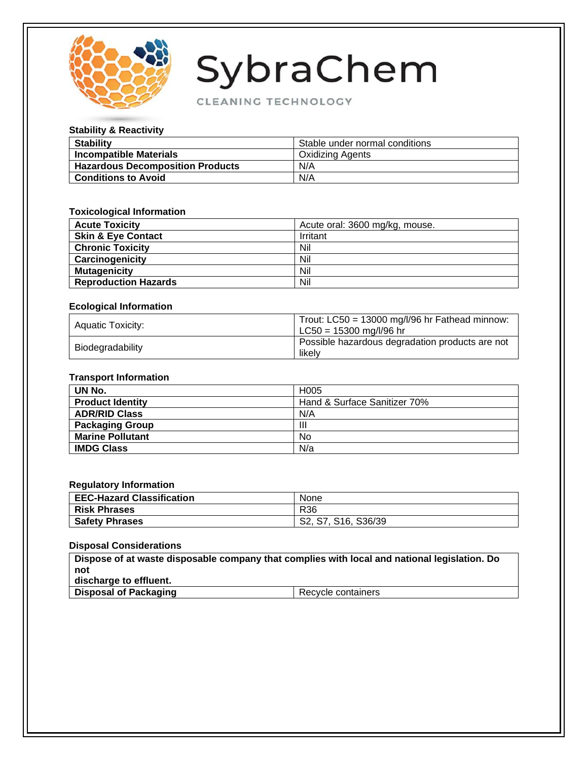SybraChem

CLEANING TECHNOLOGY

### Stability & Reactivity

| | |
|---|---|
| **Stability** | Stable under normal conditions |
| **Incompatible Materials** | Oxidizing Agents |
| **Hazardous Decomposition Products** | N/A |
| **Conditions to Avoid** | N/A |

### Toxicological Information

| | |
|---|---|
| **Acute Toxicity** | Acute oral: 3600 mg/kg, mouse. |
| **Skin & Eye Contact** | Irritant |
| **Chronic Toxicity** | Nil |
| **Carcinogenicity** | Nil |
| **Mutagenicity** | Nil |
| **Reproduction Hazards** | Nil |

### Ecological Information

| | |
|---|---|
| Aquatic Toxicity: | Trout: LC50 = 13000 mg/l/96 hr Fathead minnow: LC50 = 15300 mg/l/96 hr |
| Biodegradability | Possible hazardous degradation products are not likely |

### Transport Information

| | |
|---|---|
| **UN No.** | H005 |
| **Product Identity** | Hand & Surface Sanitizer 70% |
| **ADR/RID Class** | N/A |
| **Packaging Group** | III |
| **Marine Pollutant** | No |
| **IMDG Class** | N/a |

### Regulatory Information

| | |
|---|---|
| **EEC-Hazard Classification** | None |
| **Risk Phrases** | R36 |
| **Safety Phrases** | S2, S7, S16, S36/39 |

### Disposal Considerations

| | |
|---|---|
| **Dispose of at waste disposable company that complies with local and national legislation. Do not discharge to effluent.** | |
| **Disposal of Packaging** | Recycle containers |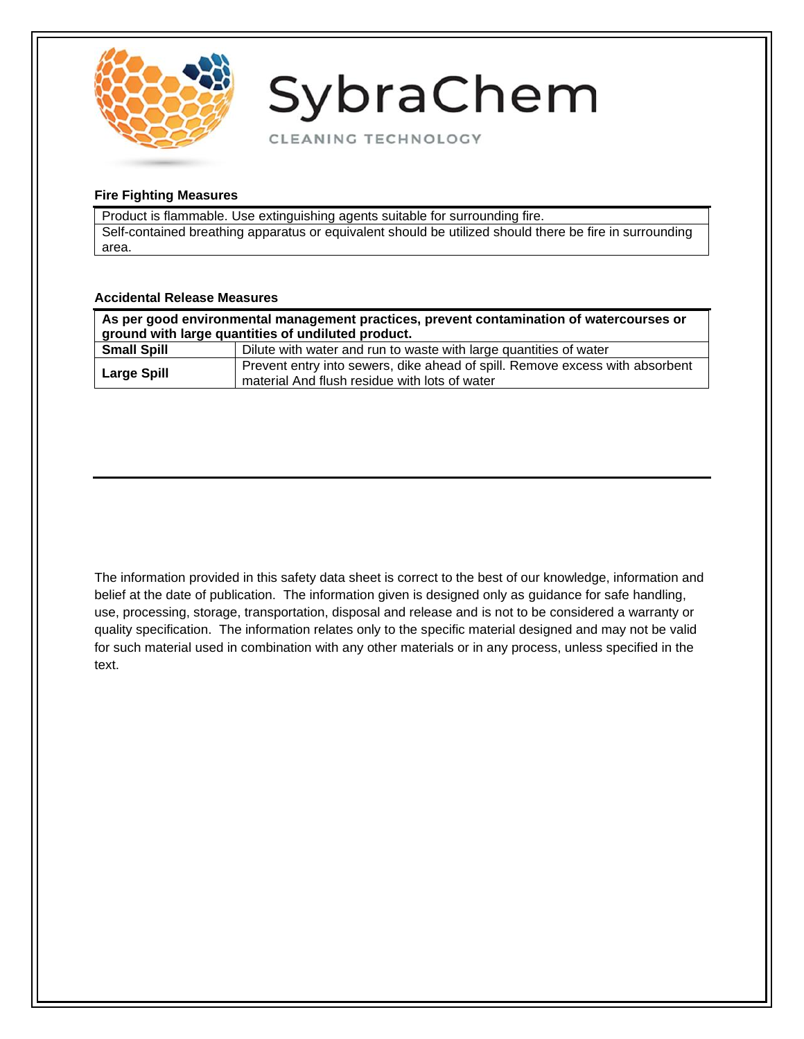SybraChem

CLEANING TECHNOLOGY

### Fire Fighting Measures

| |
|---|
| Product is flammable. Use extinguishing agents suitable for surrounding fire. |
| Self-contained breathing apparatus or equivalent should be utilized should there be fire in surrounding area. |

### Accidental Release Measures

| | |
|---|---|
| **As per good environmental management practices, prevent contamination of watercourses or ground with large quantities of undiluted product.** | |
| **Small Spill** | Dilute with water and run to waste with large quantities of water |
| **Large Spill** | Prevent entry into sewers, dike ahead of spill. Remove excess with absorbent material And flush residue with lots of water |

The information provided in this safety data sheet is correct to the best of our knowledge, information and belief at the date of publication. The information given is designed only as guidance for safe handling, use, processing, storage, transportation, disposal and release and is not to be considered a warranty or quality specification. The information relates only to the specific material designed and may not be valid for such material used in combination with any other materials or in any process, unless specified in the text.